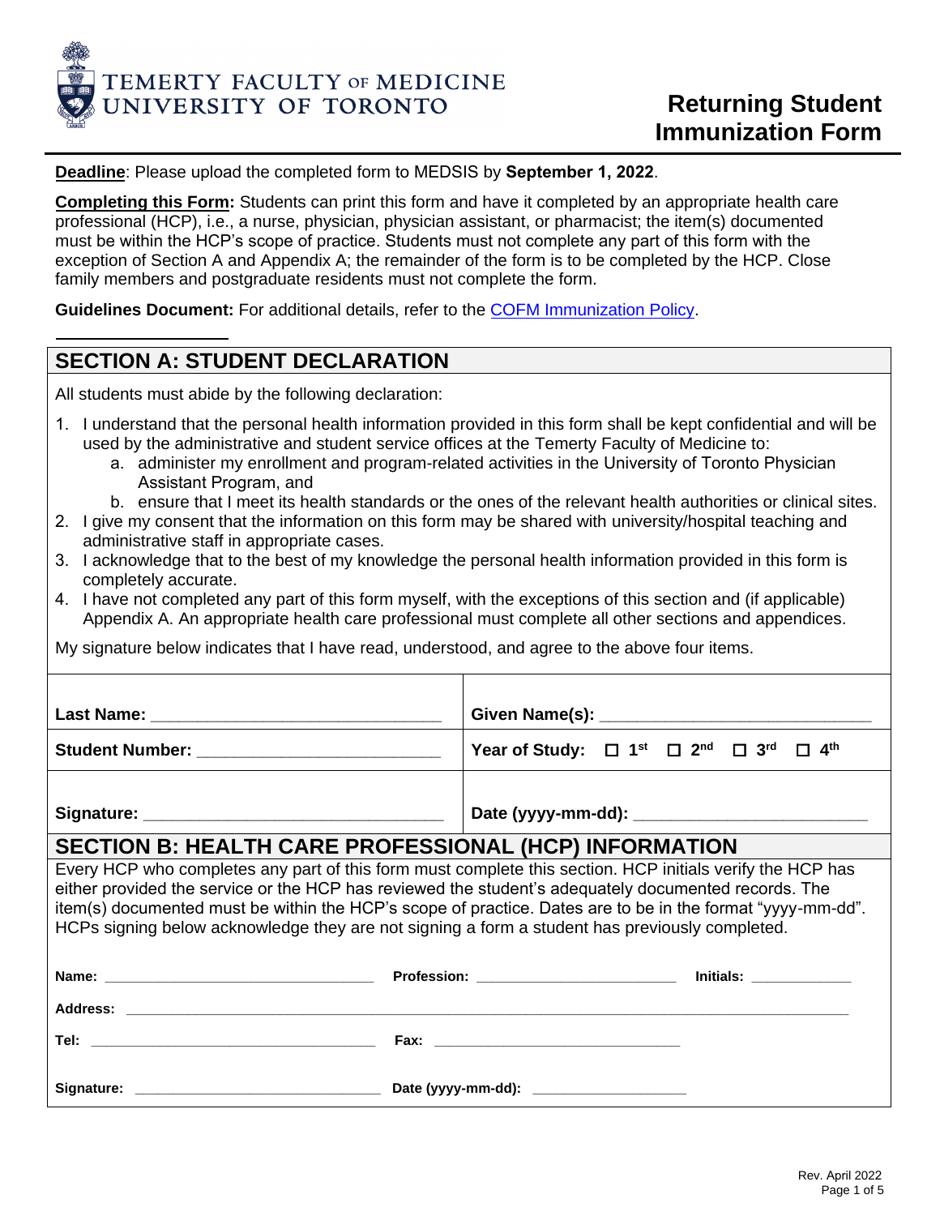TEMERTY FACULTY OF MEDICINE
UNIVERSITY OF TORONTO

# Returning Student Immunization Form

**Deadline**: Please upload the completed form to MEDSIS by **September 1, 2022**.

**Completing this Form:** Students can print this form and have it completed by an appropriate health care professional (HCP), i.e., a nurse, physician, physician assistant, or pharmacist; the item(s) documented must be within the HCP's scope of practice. Students must not complete any part of this form with the exception of Section A and Appendix A; the remainder of the form is to be completed by the HCP. Close family members and postgraduate residents must not complete the form.

**Guidelines Document:** For additional details, refer to the COFM Immunization Policy.

## SECTION A: STUDENT DECLARATION

All students must abide by the following declaration:

1. I understand that the personal health information provided in this form shall be kept confidential and will be used by the administrative and student service offices at the Temerty Faculty of Medicine to:
   a. administer my enrollment and program-related activities in the University of Toronto Physician Assistant Program, and
   b. ensure that I meet its health standards or the ones of the relevant health authorities or clinical sites.
2. I give my consent that the information on this form may be shared with university/hospital teaching and administrative staff in appropriate cases.
3. I acknowledge that to the best of my knowledge the personal health information provided in this form is completely accurate.
4. I have not completed any part of this form myself, with the exceptions of this section and (if applicable) Appendix A. An appropriate health care professional must complete all other sections and appendices.

My signature below indicates that I have read, understood, and agree to the above four items.

| | |
|---|---|
| **Last Name:** ______________________________ | **Given Name(s):** ______________________________ |
| **Student Number:** ________________________ | **Year of Study:** ☐ 1st ☐ 2nd ☐ 3rd ☐ 4th |
| **Signature:** ______________________________ | **Date (yyyy-mm-dd):** ________________________ |

## SECTION B: HEALTH CARE PROFESSIONAL (HCP) INFORMATION

Every HCP who completes any part of this form must complete this section. HCP initials verify the HCP has either provided the service or the HCP has reviewed the student's adequately documented records. The item(s) documented must be within the HCP's scope of practice. Dates are to be in the format "yyyy-mm-dd". HCPs signing below acknowledge they are not signing a form a student has previously completed.

**Name:** ______________________________ **Profession:** ______________________ **Initials:** ____________

**Address:** ____________________________________________________________________________

**Tel:** ______________________________ **Fax:** ______________________________

**Signature:** ______________________________ **Date (yyyy-mm-dd):** __________________

Rev. April 2022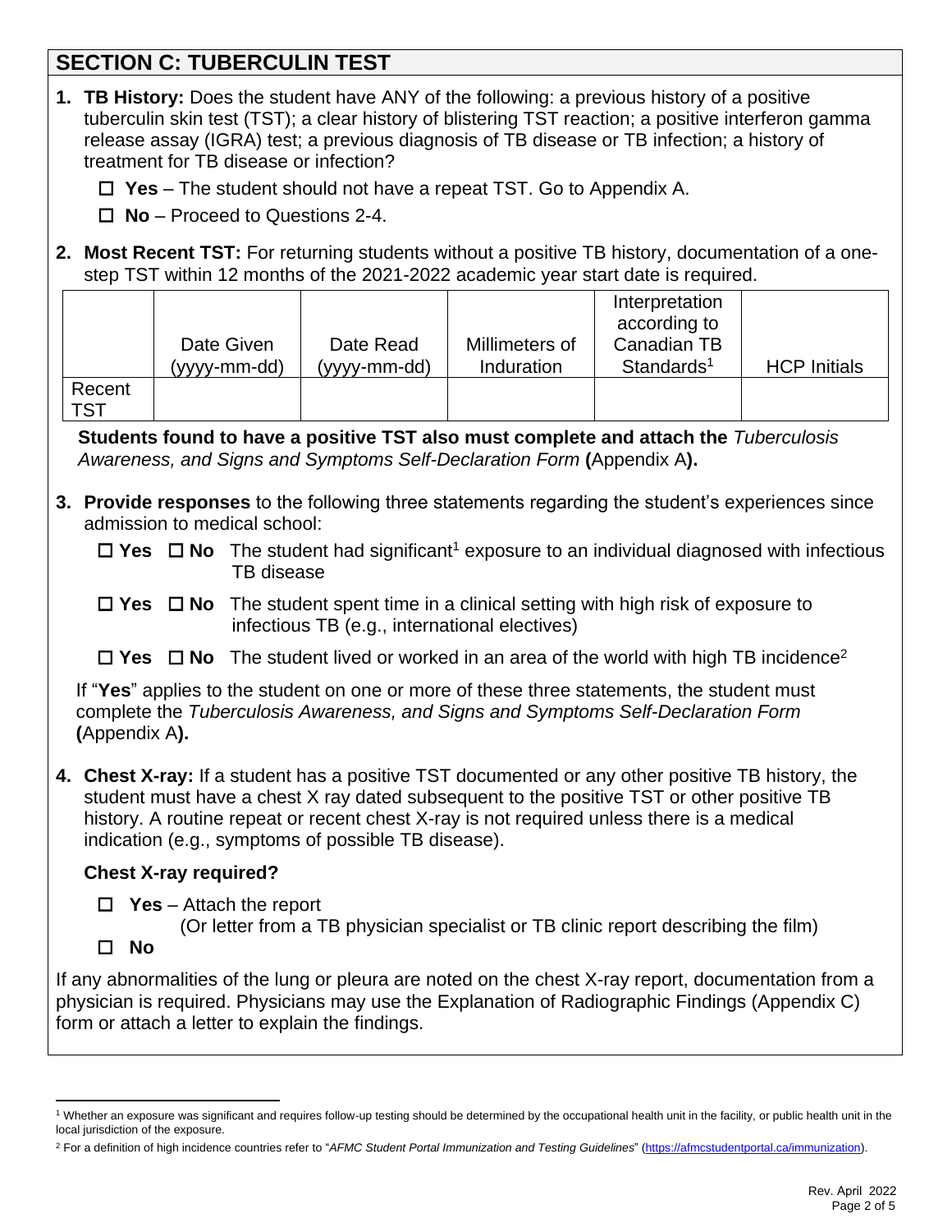## SECTION C: TUBERCULIN TEST

1. **TB History:** Does the student have ANY of the following: a previous history of a positive tuberculin skin test (TST); a clear history of blistering TST reaction; a positive interferon gamma release assay (IGRA) test; a previous diagnosis of TB disease or TB infection; a history of treatment for TB disease or infection?

   ☐ **Yes** – The student should not have a repeat TST. Go to Appendix A.

   ☐ **No** – Proceed to Questions 2-4.

2. **Most Recent TST:** For returning students without a positive TB history, documentation of a one-step TST within 12 months of the 2021-2022 academic year start date is required.

|  | Date Given (yyyy-mm-dd) | Date Read (yyyy-mm-dd) | Millimeters of Induration | Interpretation according to Canadian TB Standards[1] | HCP Initials |
|---|---|---|---|---|---|
| Recent TST |  |  |  |  |  |

   **Students found to have a positive TST also must complete and attach the** *Tuberculosis Awareness, and Signs and Symptoms Self-Declaration Form* **(**Appendix A**).**

3. **Provide responses** to the following three statements regarding the student's experiences since admission to medical school:

   ☐ **Yes** ☐ **No** The student had significant[1] exposure to an individual diagnosed with infectious TB disease

   ☐ **Yes** ☐ **No** The student spent time in a clinical setting with high risk of exposure to infectious TB (e.g., international electives)

   ☐ **Yes** ☐ **No** The student lived or worked in an area of the world with high TB incidence[2]

   If "**Yes**" applies to the student on one or more of these three statements, the student must complete the *Tuberculosis Awareness, and Signs and Symptoms Self-Declaration Form* **(**Appendix A**).**

4. **Chest X-ray:** If a student has a positive TST documented or any other positive TB history, the student must have a chest X ray dated subsequent to the positive TST or other positive TB history. A routine repeat or recent chest X-ray is not required unless there is a medical indication (e.g., symptoms of possible TB disease).

   **Chest X-ray required?**

   ☐ **Yes** – Attach the report
   (Or letter from a TB physician specialist or TB clinic report describing the film)

   ☐ **No**

If any abnormalities of the lung or pleura are noted on the chest X-ray report, documentation from a physician is required. Physicians may use the Explanation of Radiographic Findings (Appendix C) form or attach a letter to explain the findings.

---

[1] Whether an exposure was significant and requires follow-up testing should be determined by the occupational health unit in the facility, or public health unit in the local jurisdiction of the exposure.

[2] For a definition of high incidence countries refer to "*AFMC Student Portal Immunization and Testing Guidelines*" (https://afmcstudentportal.ca/immunization).

Rev. April 2022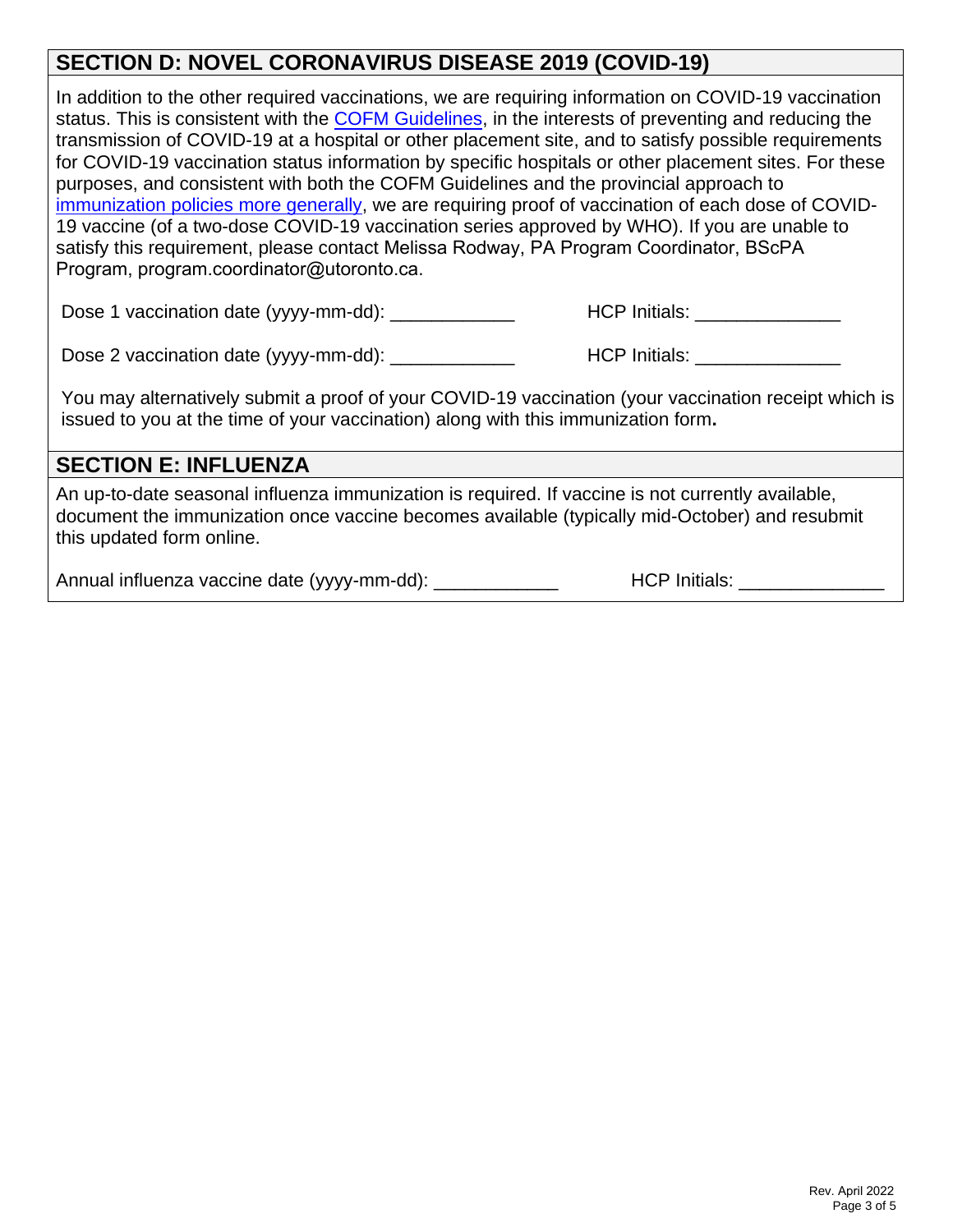## SECTION D: NOVEL CORONAVIRUS DISEASE 2019 (COVID-19)

In addition to the other required vaccinations, we are requiring information on COVID-19 vaccination status. This is consistent with the COFM Guidelines, in the interests of preventing and reducing the transmission of COVID-19 at a hospital or other placement site, and to satisfy possible requirements for COVID-19 vaccination status information by specific hospitals or other placement sites. For these purposes, and consistent with both the COFM Guidelines and the provincial approach to immunization policies more generally, we are requiring proof of vaccination of each dose of COVID-19 vaccine (of a two-dose COVID-19 vaccination series approved by WHO). If you are unable to satisfy this requirement, please contact Melissa Rodway, PA Program Coordinator, BScPA Program, program.coordinator@utoronto.ca.

Dose 1 vaccination date (yyyy-mm-dd): ____________ HCP Initials: ______________

Dose 2 vaccination date (yyyy-mm-dd): ____________ HCP Initials: ______________

You may alternatively submit a proof of your COVID-19 vaccination (your vaccination receipt which is issued to you at the time of your vaccination) along with this immunization form**.**

## SECTION E: INFLUENZA

An up-to-date seasonal influenza immunization is required. If vaccine is not currently available, document the immunization once vaccine becomes available (typically mid-October) and resubmit this updated form online.

Annual influenza vaccine date (yyyy-mm-dd): ____________ HCP Initials: ______________

Rev. April 2022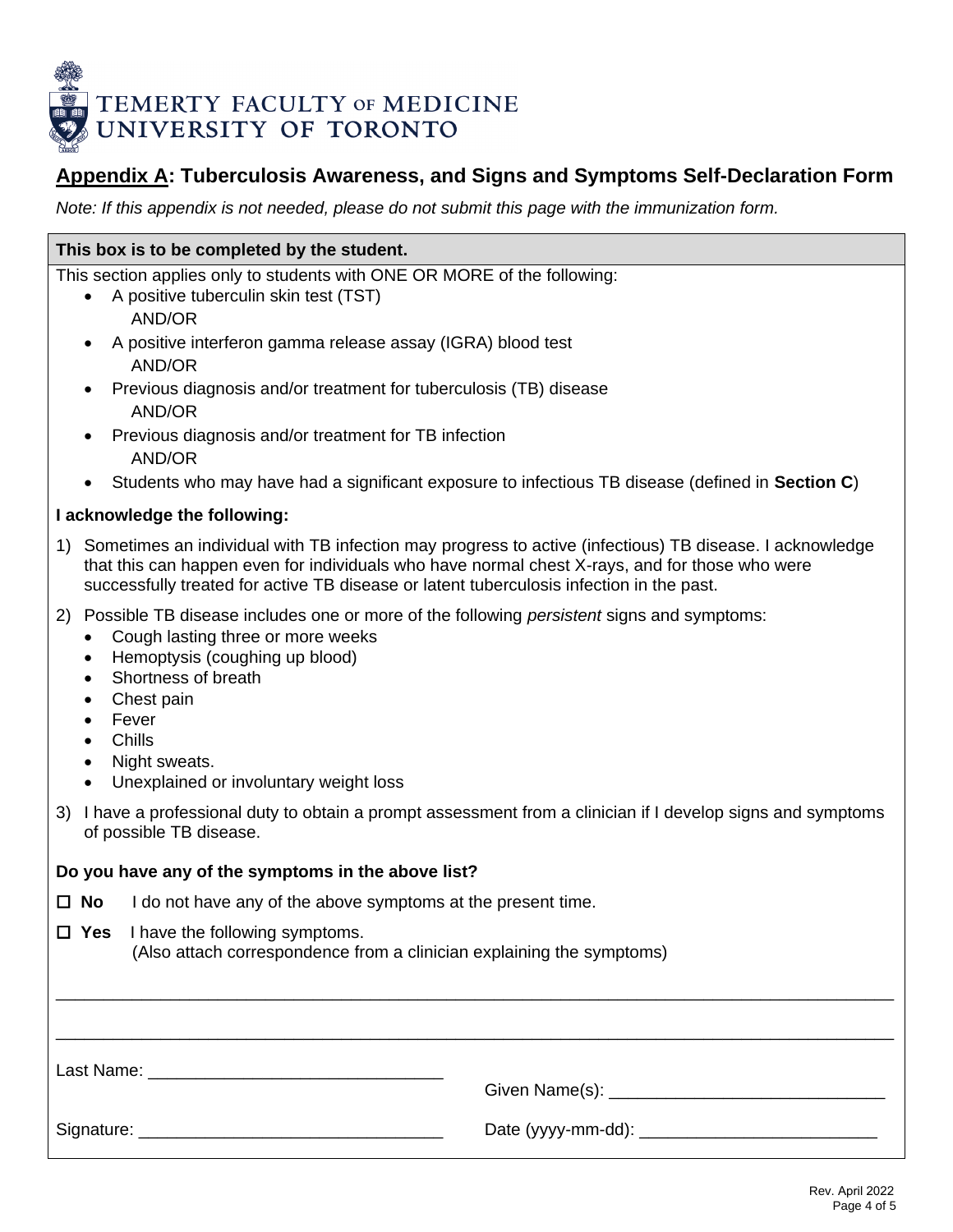TEMERTY FACULTY OF MEDICINE
UNIVERSITY OF TORONTO

## Appendix A: Tuberculosis Awareness, and Signs and Symptoms Self-Declaration Form

*Note: If this appendix is not needed, please do not submit this page with the immunization form.*

**This box is to be completed by the student.**

This section applies only to students with ONE OR MORE of the following:

- A positive tuberculin skin test (TST)
  AND/OR
- A positive interferon gamma release assay (IGRA) blood test
  AND/OR
- Previous diagnosis and/or treatment for tuberculosis (TB) disease
  AND/OR
- Previous diagnosis and/or treatment for TB infection
  AND/OR
- Students who may have had a significant exposure to infectious TB disease (defined in **Section C**)

**I acknowledge the following:**

1) Sometimes an individual with TB infection may progress to active (infectious) TB disease. I acknowledge that this can happen even for individuals who have normal chest X-rays, and for those who were successfully treated for active TB disease or latent tuberculosis infection in the past.
2) Possible TB disease includes one or more of the following *persistent* signs and symptoms:
   - Cough lasting three or more weeks
   - Hemoptysis (coughing up blood)
   - Shortness of breath
   - Chest pain
   - Fever
   - Chills
   - Night sweats.
   - Unexplained or involuntary weight loss
3) I have a professional duty to obtain a prompt assessment from a clinician if I develop signs and symptoms of possible TB disease.

**Do you have any of the symptoms in the above list?**

☐ **No** I do not have any of the above symptoms at the present time.

☐ **Yes** I have the following symptoms.
(Also attach correspondence from a clinician explaining the symptoms)

______________________________________________________________________________

______________________________________________________________________________

Last Name: _______________________________ Given Name(s): _____________________________

Signature: _______________________________ Date (yyyy-mm-dd): _________________________

Rev. April 2022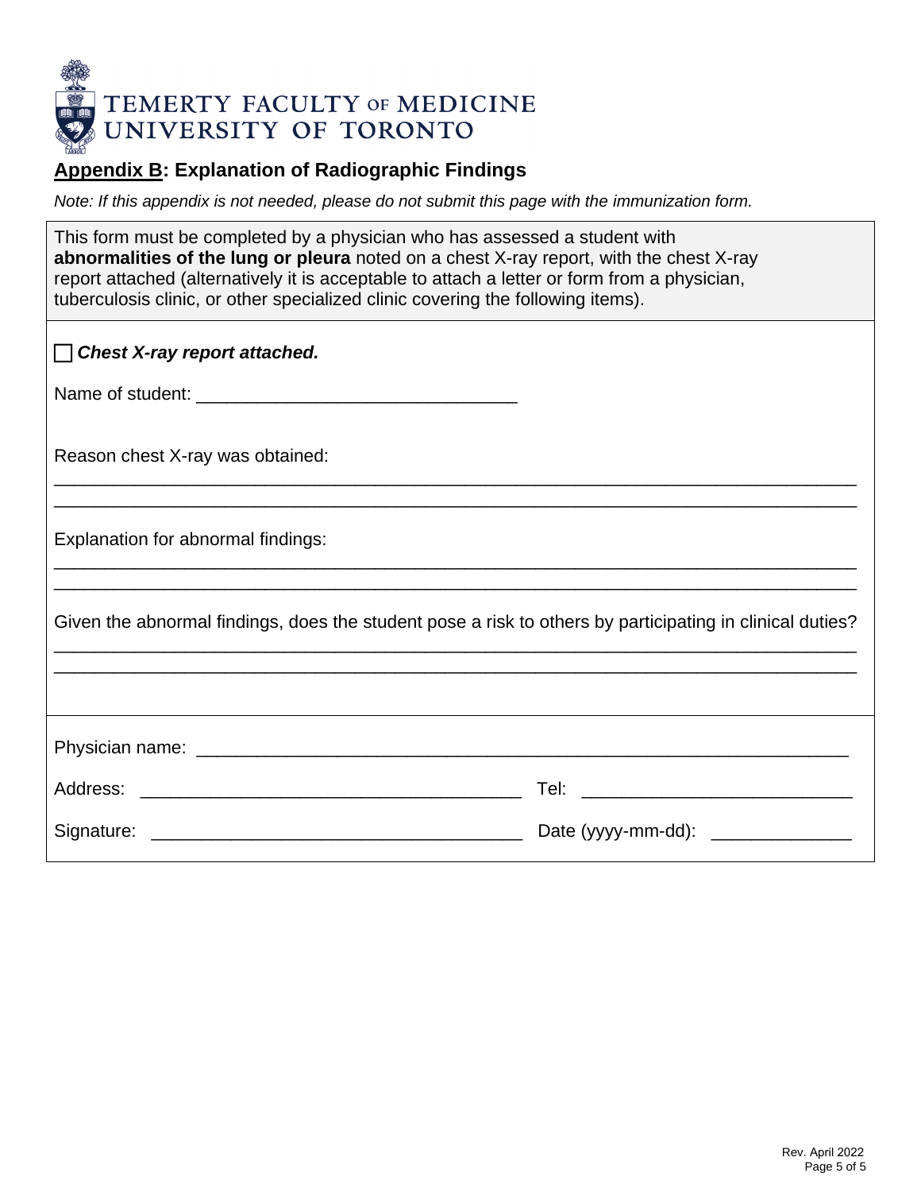TEMERTY FACULTY OF MEDICINE
UNIVERSITY OF TORONTO

## <u>Appendix B</u>: Explanation of Radiographic Findings

*Note: If this appendix is not needed, please do not submit this page with the immunization form.*

This form must be completed by a physician who has assessed a student with **abnormalities of the lung or pleura** noted on a chest X-ray report, with the chest X-ray report attached (alternatively it is acceptable to attach a letter or form from a physician, tuberculosis clinic, or other specialized clinic covering the following items).

☐ ***Chest X-ray report attached.***

Name of student: ________________________________

Reason chest X-ray was obtained:

________________________________________________________________________________

________________________________________________________________________________

Explanation for abnormal findings:

________________________________________________________________________________

________________________________________________________________________________

Given the abnormal findings, does the student pose a risk to others by participating in clinical duties?

________________________________________________________________________________

________________________________________________________________________________

Physician name: ________________________________________________________________

Address: ____________________________________ Tel: ___________________________

Signature: ____________________________________ Date (yyyy-mm-dd): ______________

Rev. April 2022